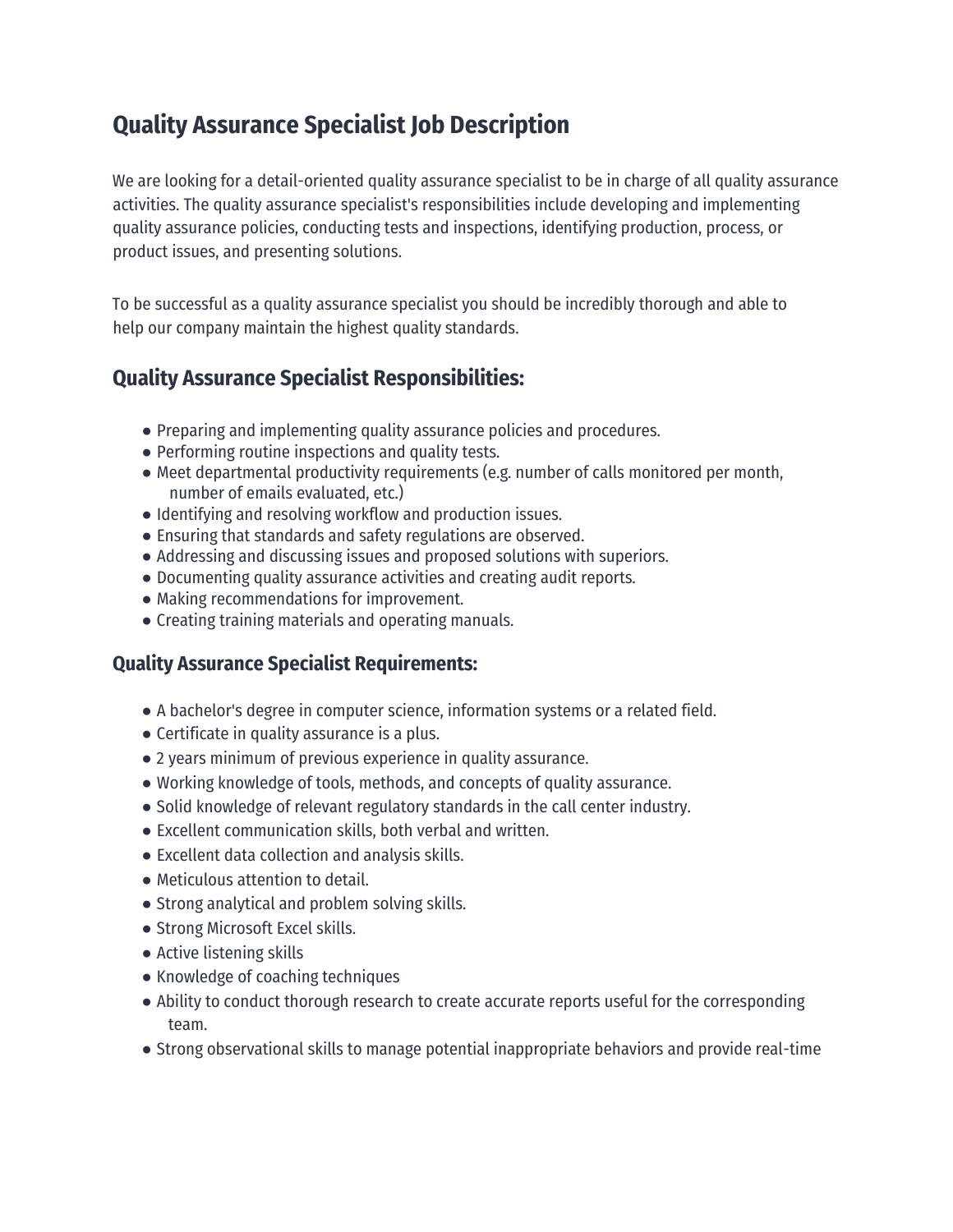# Quality Assurance Specialist Job Description

We are looking for a detail-oriented quality assurance specialist to be in charge of all quality assurance activities. The quality assurance specialist's responsibilities include developing and implementing quality assurance policies, conducting tests and inspections, identifying production, process, or product issues, and presenting solutions.

To be successful as a quality assurance specialist you should be incredibly thorough and able to help our company maintain the highest quality standards.

## Quality Assurance Specialist Responsibilities:

- Preparing and implementing quality assurance policies and procedures.
- Performing routine inspections and quality tests.
- Meet departmental productivity requirements (e.g. number of calls monitored per month, number of emails evaluated, etc.)
- Identifying and resolving workflow and production issues.
- Ensuring that standards and safety regulations are observed.
- Addressing and discussing issues and proposed solutions with superiors.
- Documenting quality assurance activities and creating audit reports.
- Making recommendations for improvement.
- Creating training materials and operating manuals.

### Quality Assurance Specialist Requirements:

- A bachelor's degree in computer science, information systems or a related field.
- Certificate in quality assurance is a plus.
- 2 years minimum of previous experience in quality assurance.
- Working knowledge of tools, methods, and concepts of quality assurance.
- Solid knowledge of relevant regulatory standards in the call center industry.
- Excellent communication skills, both verbal and written.
- Excellent data collection and analysis skills.
- Meticulous attention to detail.
- Strong analytical and problem solving skills.
- Strong Microsoft Excel skills.
- Active listening skills
- Knowledge of coaching techniques
- Ability to conduct thorough research to create accurate reports useful for the corresponding team.
- Strong observational skills to manage potential inappropriate behaviors and provide real-time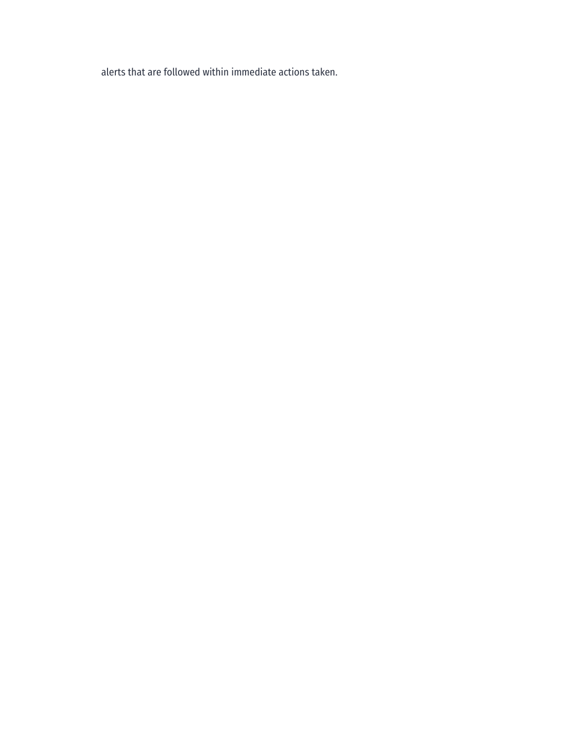alerts that are followed within immediate actions taken.